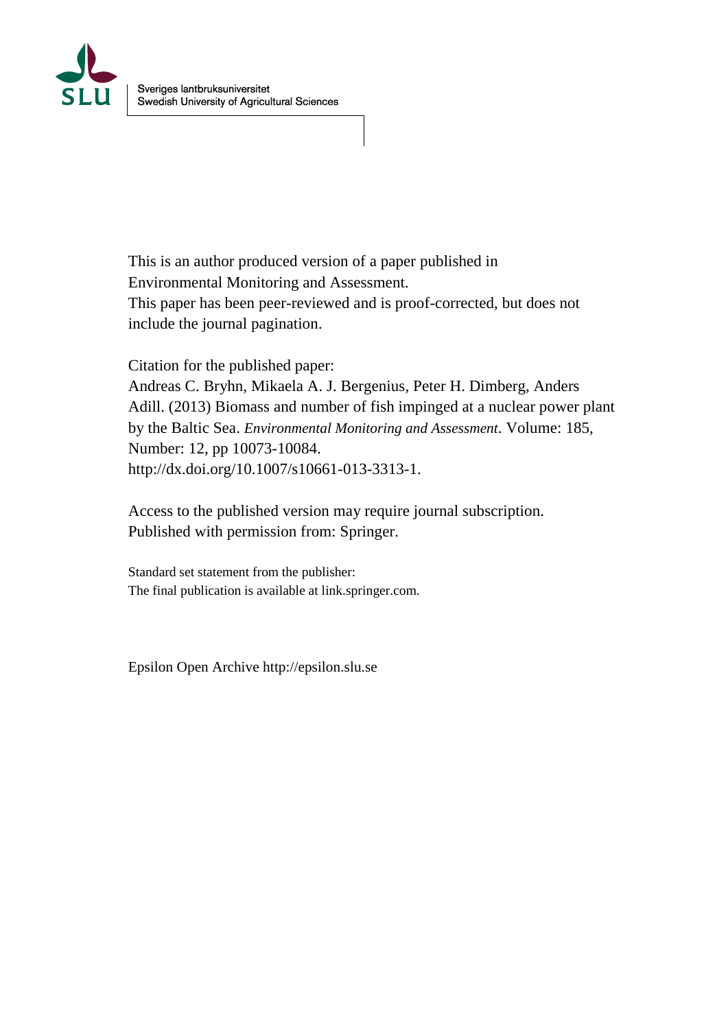Sveriges lantbruksuniversitet
Swedish University of Agricultural Sciences

This is an author produced version of a paper published in Environmental Monitoring and Assessment.
This paper has been peer-reviewed and is proof-corrected, but does not include the journal pagination.

Citation for the published paper:
Andreas C. Bryhn, Mikaela A. J. Bergenius, Peter H. Dimberg, Anders Adill. (2013) Biomass and number of fish impinged at a nuclear power plant by the Baltic Sea. *Environmental Monitoring and Assessment*. Volume: 185, Number: 12, pp 10073-10084.
http://dx.doi.org/10.1007/s10661-013-3313-1.

Access to the published version may require journal subscription.
Published with permission from: Springer.

Standard set statement from the publisher:
The final publication is available at link.springer.com.

Epsilon Open Archive http://epsilon.slu.se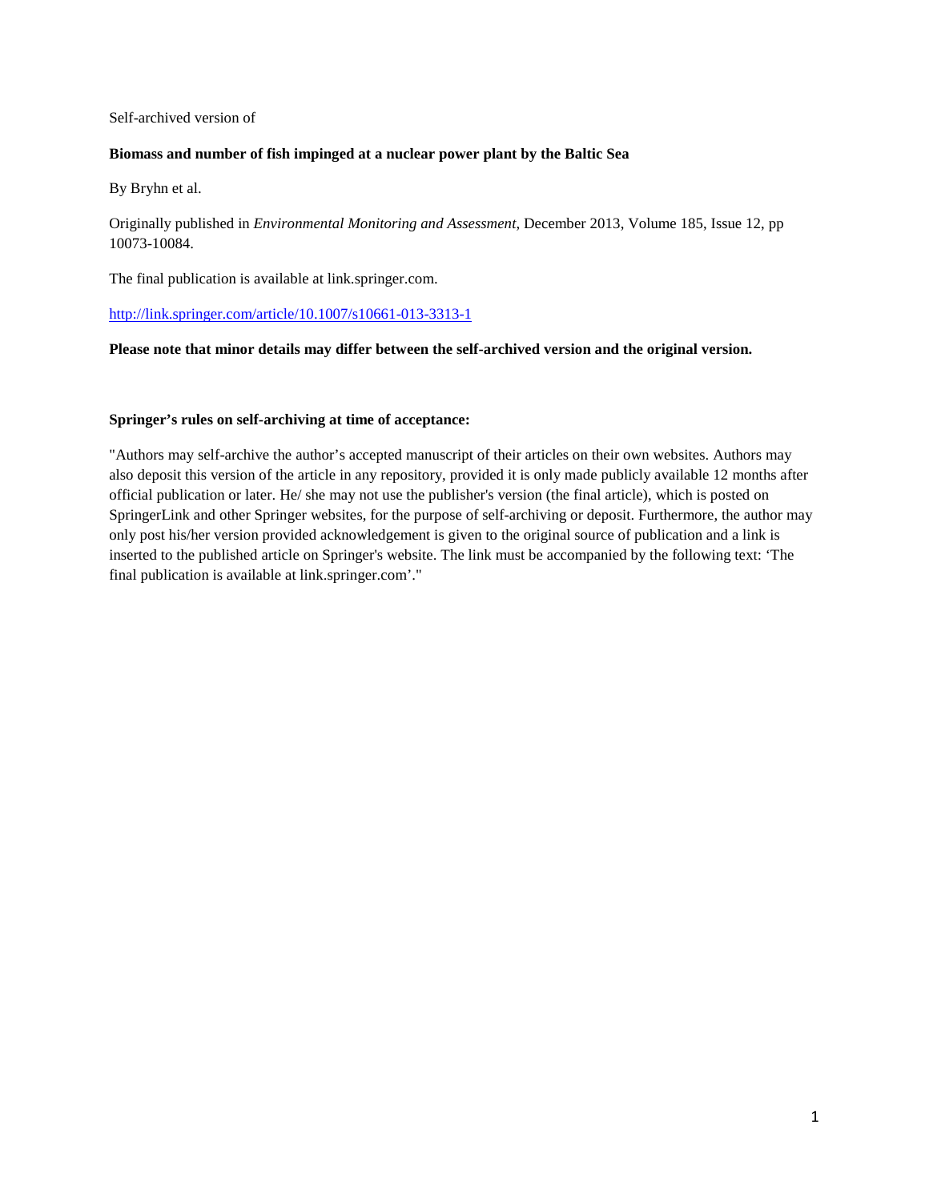Self-archived version of

**Biomass and number of fish impinged at a nuclear power plant by the Baltic Sea**

By Bryhn et al.

Originally published in *Environmental Monitoring and Assessment*, December 2013, Volume 185, Issue 12, pp 10073-10084.

The final publication is available at link.springer.com.

http://link.springer.com/article/10.1007/s10661-013-3313-1

**Please note that minor details may differ between the self-archived version and the original version.**

**Springer's rules on self-archiving at time of acceptance:**

"Authors may self-archive the author's accepted manuscript of their articles on their own websites. Authors may also deposit this version of the article in any repository, provided it is only made publicly available 12 months after official publication or later. He/ she may not use the publisher's version (the final article), which is posted on SpringerLink and other Springer websites, for the purpose of self-archiving or deposit. Furthermore, the author may only post his/her version provided acknowledgement is given to the original source of publication and a link is inserted to the published article on Springer's website. The link must be accompanied by the following text: 'The final publication is available at link.springer.com'."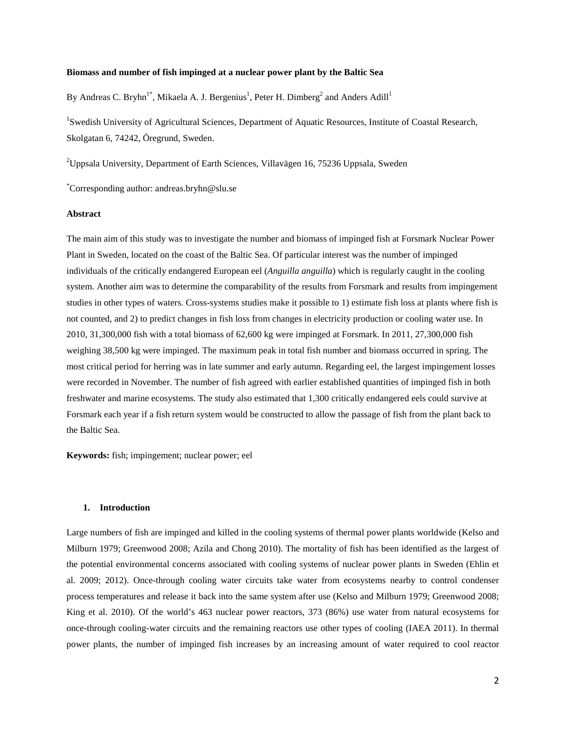**Biomass and number of fish impinged at a nuclear power plant by the Baltic Sea**

By Andreas C. Bryhn[1*], Mikaela A. J. Bergenius[1], Peter H. Dimberg[2] and Anders Adill[1]

[1]Swedish University of Agricultural Sciences, Department of Aquatic Resources, Institute of Coastal Research, Skolgatan 6, 74242, Öregrund, Sweden.

[2]Uppsala University, Department of Earth Sciences, Villavägen 16, 75236 Uppsala, Sweden

[*]Corresponding author: andreas.bryhn@slu.se

**Abstract**

The main aim of this study was to investigate the number and biomass of impinged fish at Forsmark Nuclear Power Plant in Sweden, located on the coast of the Baltic Sea. Of particular interest was the number of impinged individuals of the critically endangered European eel (*Anguilla anguilla*) which is regularly caught in the cooling system. Another aim was to determine the comparability of the results from Forsmark and results from impingement studies in other types of waters. Cross-systems studies make it possible to 1) estimate fish loss at plants where fish is not counted, and 2) to predict changes in fish loss from changes in electricity production or cooling water use. In 2010, 31,300,000 fish with a total biomass of 62,600 kg were impinged at Forsmark. In 2011, 27,300,000 fish weighing 38,500 kg were impinged. The maximum peak in total fish number and biomass occurred in spring. The most critical period for herring was in late summer and early autumn. Regarding eel, the largest impingement losses were recorded in November. The number of fish agreed with earlier established quantities of impinged fish in both freshwater and marine ecosystems. The study also estimated that 1,300 critically endangered eels could survive at Forsmark each year if a fish return system would be constructed to allow the passage of fish from the plant back to the Baltic Sea.

**Keywords:** fish; impingement; nuclear power; eel

## 1. Introduction

Large numbers of fish are impinged and killed in the cooling systems of thermal power plants worldwide (Kelso and Milburn 1979; Greenwood 2008; Azila and Chong 2010). The mortality of fish has been identified as the largest of the potential environmental concerns associated with cooling systems of nuclear power plants in Sweden (Ehlin et al. 2009; 2012). Once-through cooling water circuits take water from ecosystems nearby to control condenser process temperatures and release it back into the same system after use (Kelso and Milburn 1979; Greenwood 2008; King et al. 2010). Of the world's 463 nuclear power reactors, 373 (86%) use water from natural ecosystems for once-through cooling-water circuits and the remaining reactors use other types of cooling (IAEA 2011). In thermal power plants, the number of impinged fish increases by an increasing amount of water required to cool reactor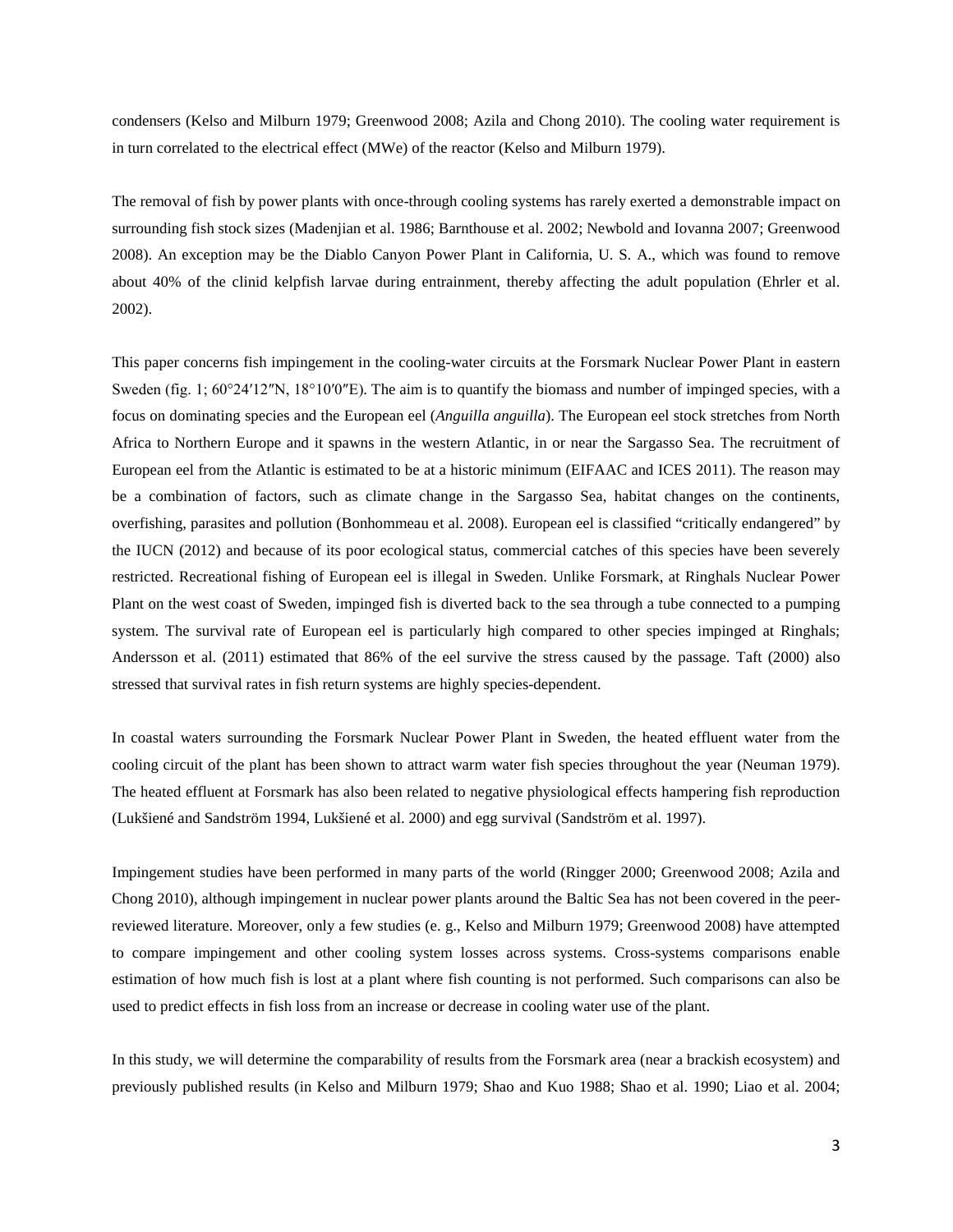condensers (Kelso and Milburn 1979; Greenwood 2008; Azila and Chong 2010). The cooling water requirement is in turn correlated to the electrical effect (MWe) of the reactor (Kelso and Milburn 1979).

The removal of fish by power plants with once-through cooling systems has rarely exerted a demonstrable impact on surrounding fish stock sizes (Madenjian et al. 1986; Barnthouse et al. 2002; Newbold and Iovanna 2007; Greenwood 2008). An exception may be the Diablo Canyon Power Plant in California, U. S. A., which was found to remove about 40% of the clinid kelpfish larvae during entrainment, thereby affecting the adult population (Ehrler et al. 2002).

This paper concerns fish impingement in the cooling-water circuits at the Forsmark Nuclear Power Plant in eastern Sweden (fig. 1; 60°24′12″N, 18°10′0″E). The aim is to quantify the biomass and number of impinged species, with a focus on dominating species and the European eel (*Anguilla anguilla*). The European eel stock stretches from North Africa to Northern Europe and it spawns in the western Atlantic, in or near the Sargasso Sea. The recruitment of European eel from the Atlantic is estimated to be at a historic minimum (EIFAAC and ICES 2011). The reason may be a combination of factors, such as climate change in the Sargasso Sea, habitat changes on the continents, overfishing, parasites and pollution (Bonhommeau et al. 2008). European eel is classified "critically endangered" by the IUCN (2012) and because of its poor ecological status, commercial catches of this species have been severely restricted. Recreational fishing of European eel is illegal in Sweden. Unlike Forsmark, at Ringhals Nuclear Power Plant on the west coast of Sweden, impinged fish is diverted back to the sea through a tube connected to a pumping system. The survival rate of European eel is particularly high compared to other species impinged at Ringhals; Andersson et al. (2011) estimated that 86% of the eel survive the stress caused by the passage. Taft (2000) also stressed that survival rates in fish return systems are highly species-dependent.

In coastal waters surrounding the Forsmark Nuclear Power Plant in Sweden, the heated effluent water from the cooling circuit of the plant has been shown to attract warm water fish species throughout the year (Neuman 1979). The heated effluent at Forsmark has also been related to negative physiological effects hampering fish reproduction (Lukšiené and Sandström 1994, Lukšiené et al. 2000) and egg survival (Sandström et al. 1997).

Impingement studies have been performed in many parts of the world (Ringger 2000; Greenwood 2008; Azila and Chong 2010), although impingement in nuclear power plants around the Baltic Sea has not been covered in the peer-reviewed literature. Moreover, only a few studies (e. g., Kelso and Milburn 1979; Greenwood 2008) have attempted to compare impingement and other cooling system losses across systems. Cross-systems comparisons enable estimation of how much fish is lost at a plant where fish counting is not performed. Such comparisons can also be used to predict effects in fish loss from an increase or decrease in cooling water use of the plant.

In this study, we will determine the comparability of results from the Forsmark area (near a brackish ecosystem) and previously published results (in Kelso and Milburn 1979; Shao and Kuo 1988; Shao et al. 1990; Liao et al. 2004;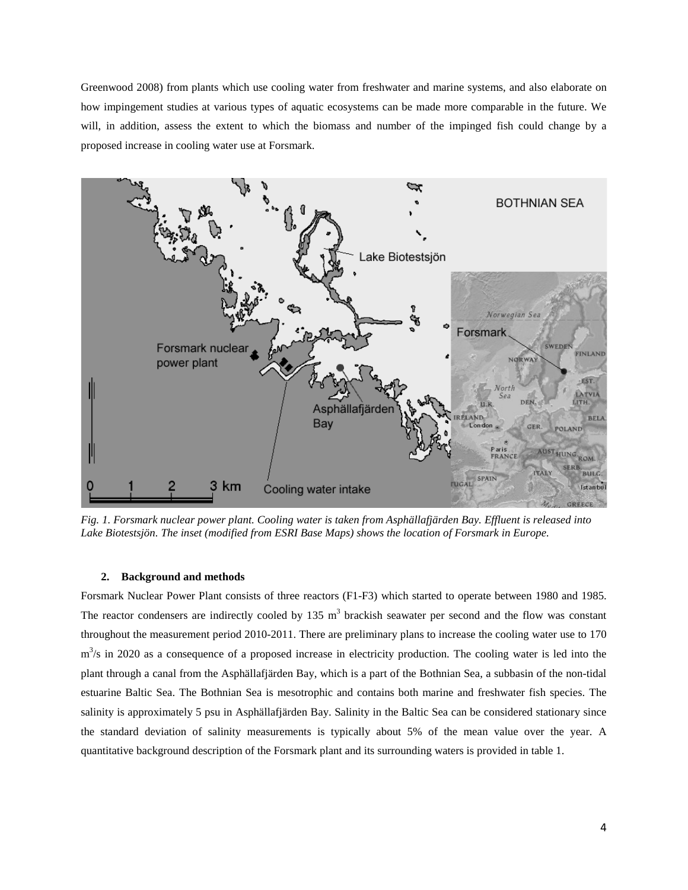Greenwood 2008) from plants which use cooling water from freshwater and marine systems, and also elaborate on how impingement studies at various types of aquatic ecosystems can be made more comparable in the future. We will, in addition, assess the extent to which the biomass and number of the impinged fish could change by a proposed increase in cooling water use at Forsmark.

*Fig. 1. Forsmark nuclear power plant. Cooling water is taken from Asphällafjärden Bay. Effluent is released into Lake Biotestsjön. The inset (modified from ESRI Base Maps) shows the location of Forsmark in Europe.*

## 2. Background and methods

Forsmark Nuclear Power Plant consists of three reactors (F1-F3) which started to operate between 1980 and 1985. The reactor condensers are indirectly cooled by 135 $m^3$ brackish seawater per second and the flow was constant throughout the measurement period 2010-2011. There are preliminary plans to increase the cooling water use to 170 $m^3/s$ in 2020 as a consequence of a proposed increase in electricity production. The cooling water is led into the plant through a canal from the Asphällafjärden Bay, which is a part of the Bothnian Sea, a subbasin of the non-tidal estuarine Baltic Sea. The Bothnian Sea is mesotrophic and contains both marine and freshwater fish species. The salinity is approximately 5 psu in Asphällafjärden Bay. Salinity in the Baltic Sea can be considered stationary since the standard deviation of salinity measurements is typically about 5% of the mean value over the year. A quantitative background description of the Forsmark plant and its surrounding waters is provided in table 1.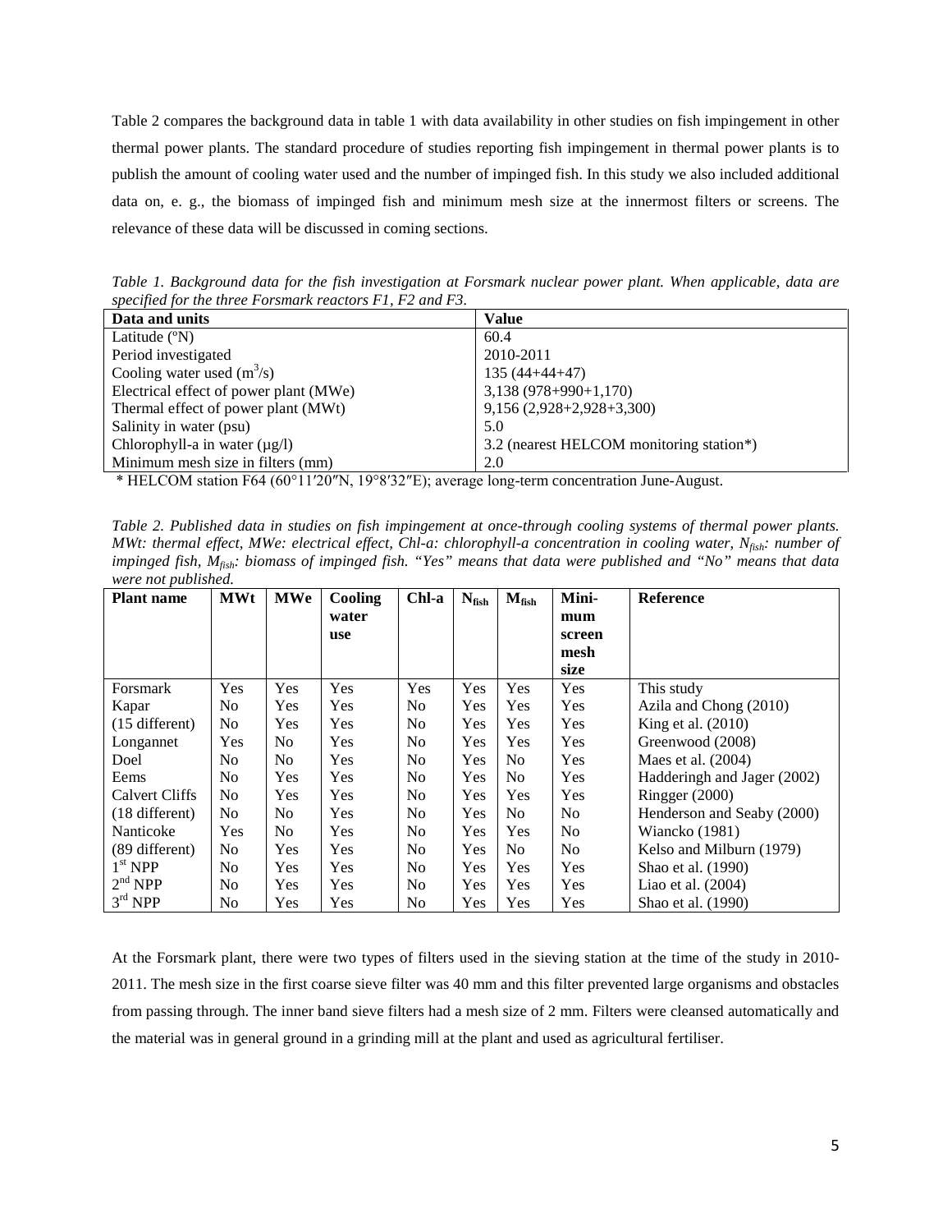Table 2 compares the background data in table 1 with data availability in other studies on fish impingement in other thermal power plants. The standard procedure of studies reporting fish impingement in thermal power plants is to publish the amount of cooling water used and the number of impinged fish. In this study we also included additional data on, e. g., the biomass of impinged fish and minimum mesh size at the innermost filters or screens. The relevance of these data will be discussed in coming sections.

*Table 1. Background data for the fish investigation at Forsmark nuclear power plant. When applicable, data are specified for the three Forsmark reactors F1, F2 and F3.*

| Data and units | Value |
|---|---|
| Latitude (°N) | 60.4 |
| Period investigated | 2010-2011 |
| Cooling water used ($m^3/s$) | 135 (44+44+47) |
| Electrical effect of power plant (MWe) | 3,138 (978+990+1,170) |
| Thermal effect of power plant (MWt) | 9,156 (2,928+2,928+3,300) |
| Salinity in water (psu) | 5.0 |
| Chlorophyll-a in water (µg/l) | 3.2 (nearest HELCOM monitoring station*) |
| Minimum mesh size in filters (mm) | 2.0 |

\* HELCOM station F64 (60°11′20″N, 19°8′32″E); average long-term concentration June-August.

*Table 2. Published data in studies on fish impingement at once-through cooling systems of thermal power plants. MWt: thermal effect, MWe: electrical effect, Chl-a: chlorophyll-a concentration in cooling water, $N_{fish}$: number of impinged fish, $M_{fish}$: biomass of impinged fish. "Yes" means that data were published and "No" means that data were not published.*

| Plant name | MWt | MWe | Cooling water use | Chl-a | $N_{fish}$ | $M_{fish}$ | Minimum screen mesh size | Reference |
|---|---|---|---|---|---|---|---|---|
| Forsmark | Yes | Yes | Yes | Yes | Yes | Yes | Yes | This study |
| Kapar | No | Yes | Yes | No | Yes | Yes | Yes | Azila and Chong (2010) |
| (15 different) | No | Yes | Yes | No | Yes | Yes | Yes | King et al. (2010) |
| Longannet | Yes | No | Yes | No | Yes | Yes | Yes | Greenwood (2008) |
| Doel | No | No | Yes | No | Yes | No | Yes | Maes et al. (2004) |
| Eems | No | Yes | Yes | No | Yes | No | Yes | Hadderingh and Jager (2002) |
| Calvert Cliffs | No | Yes | Yes | No | Yes | Yes | Yes | Ringger (2000) |
| (18 different) | No | No | Yes | No | Yes | No | No | Henderson and Seaby (2000) |
| Nanticoke | Yes | No | Yes | No | Yes | Yes | No | Wiancko (1981) |
| (89 different) | No | Yes | Yes | No | Yes | No | No | Kelso and Milburn (1979) |
| 1st NPP | No | Yes | Yes | No | Yes | Yes | Yes | Shao et al. (1990) |
| 2nd NPP | No | Yes | Yes | No | Yes | Yes | Yes | Liao et al. (2004) |
| 3rd NPP | No | Yes | Yes | No | Yes | Yes | Yes | Shao et al. (1990) |

At the Forsmark plant, there were two types of filters used in the sieving station at the time of the study in 2010-2011. The mesh size in the first coarse sieve filter was 40 mm and this filter prevented large organisms and obstacles from passing through. The inner band sieve filters had a mesh size of 2 mm. Filters were cleansed automatically and the material was in general ground in a grinding mill at the plant and used as agricultural fertiliser.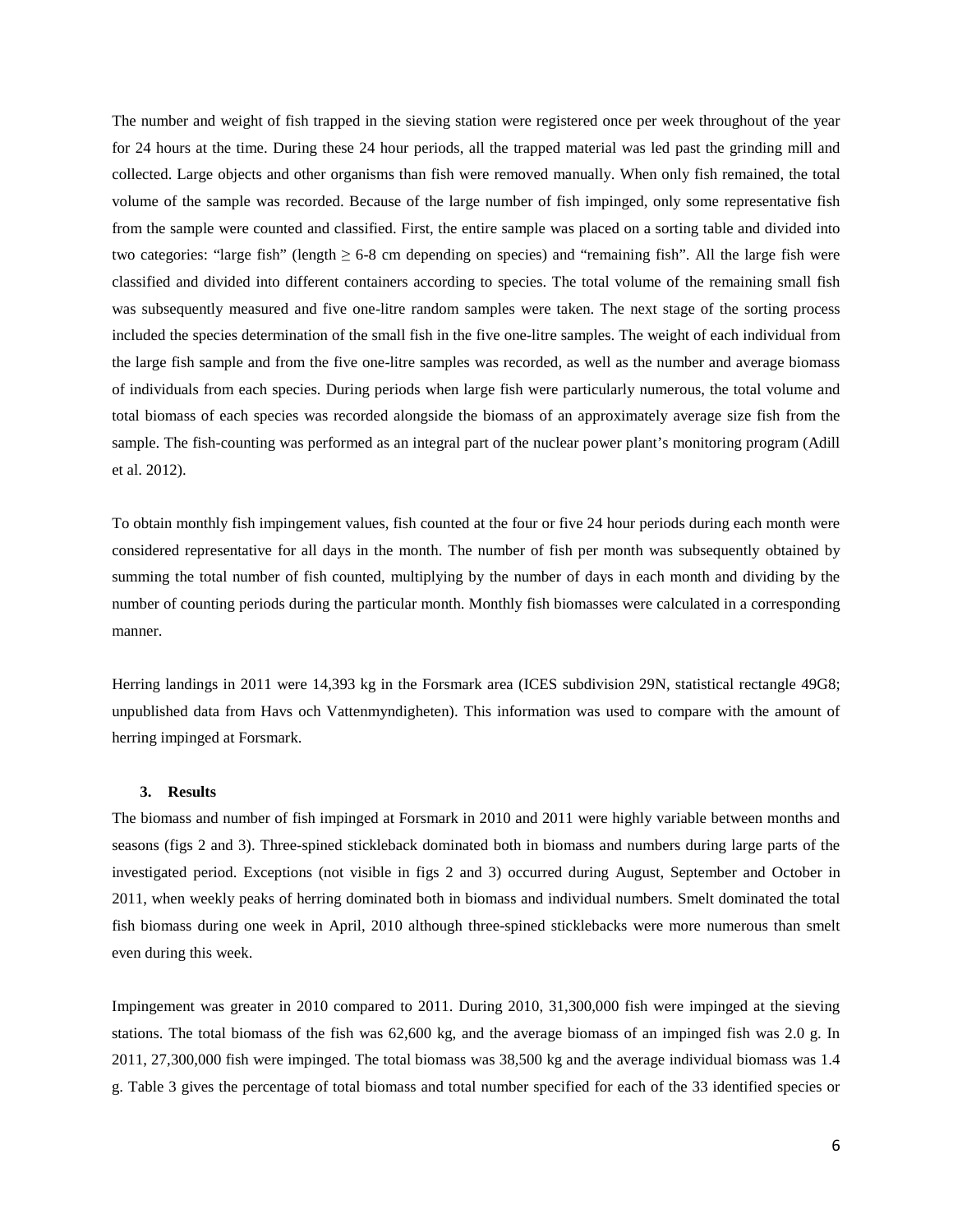The number and weight of fish trapped in the sieving station were registered once per week throughout of the year for 24 hours at the time. During these 24 hour periods, all the trapped material was led past the grinding mill and collected. Large objects and other organisms than fish were removed manually. When only fish remained, the total volume of the sample was recorded. Because of the large number of fish impinged, only some representative fish from the sample were counted and classified. First, the entire sample was placed on a sorting table and divided into two categories: "large fish" (length ≥ 6-8 cm depending on species) and "remaining fish". All the large fish were classified and divided into different containers according to species. The total volume of the remaining small fish was subsequently measured and five one-litre random samples were taken. The next stage of the sorting process included the species determination of the small fish in the five one-litre samples. The weight of each individual from the large fish sample and from the five one-litre samples was recorded, as well as the number and average biomass of individuals from each species. During periods when large fish were particularly numerous, the total volume and total biomass of each species was recorded alongside the biomass of an approximately average size fish from the sample. The fish-counting was performed as an integral part of the nuclear power plant's monitoring program (Adill et al. 2012).

To obtain monthly fish impingement values, fish counted at the four or five 24 hour periods during each month were considered representative for all days in the month. The number of fish per month was subsequently obtained by summing the total number of fish counted, multiplying by the number of days in each month and dividing by the number of counting periods during the particular month. Monthly fish biomasses were calculated in a corresponding manner.

Herring landings in 2011 were 14,393 kg in the Forsmark area (ICES subdivision 29N, statistical rectangle 49G8; unpublished data from Havs och Vattenmyndigheten). This information was used to compare with the amount of herring impinged at Forsmark.

## 3. Results

The biomass and number of fish impinged at Forsmark in 2010 and 2011 were highly variable between months and seasons (figs 2 and 3). Three-spined stickleback dominated both in biomass and numbers during large parts of the investigated period. Exceptions (not visible in figs 2 and 3) occurred during August, September and October in 2011, when weekly peaks of herring dominated both in biomass and individual numbers. Smelt dominated the total fish biomass during one week in April, 2010 although three-spined sticklebacks were more numerous than smelt even during this week.

Impingement was greater in 2010 compared to 2011. During 2010, 31,300,000 fish were impinged at the sieving stations. The total biomass of the fish was 62,600 kg, and the average biomass of an impinged fish was 2.0 g. In 2011, 27,300,000 fish were impinged. The total biomass was 38,500 kg and the average individual biomass was 1.4 g. Table 3 gives the percentage of total biomass and total number specified for each of the 33 identified species or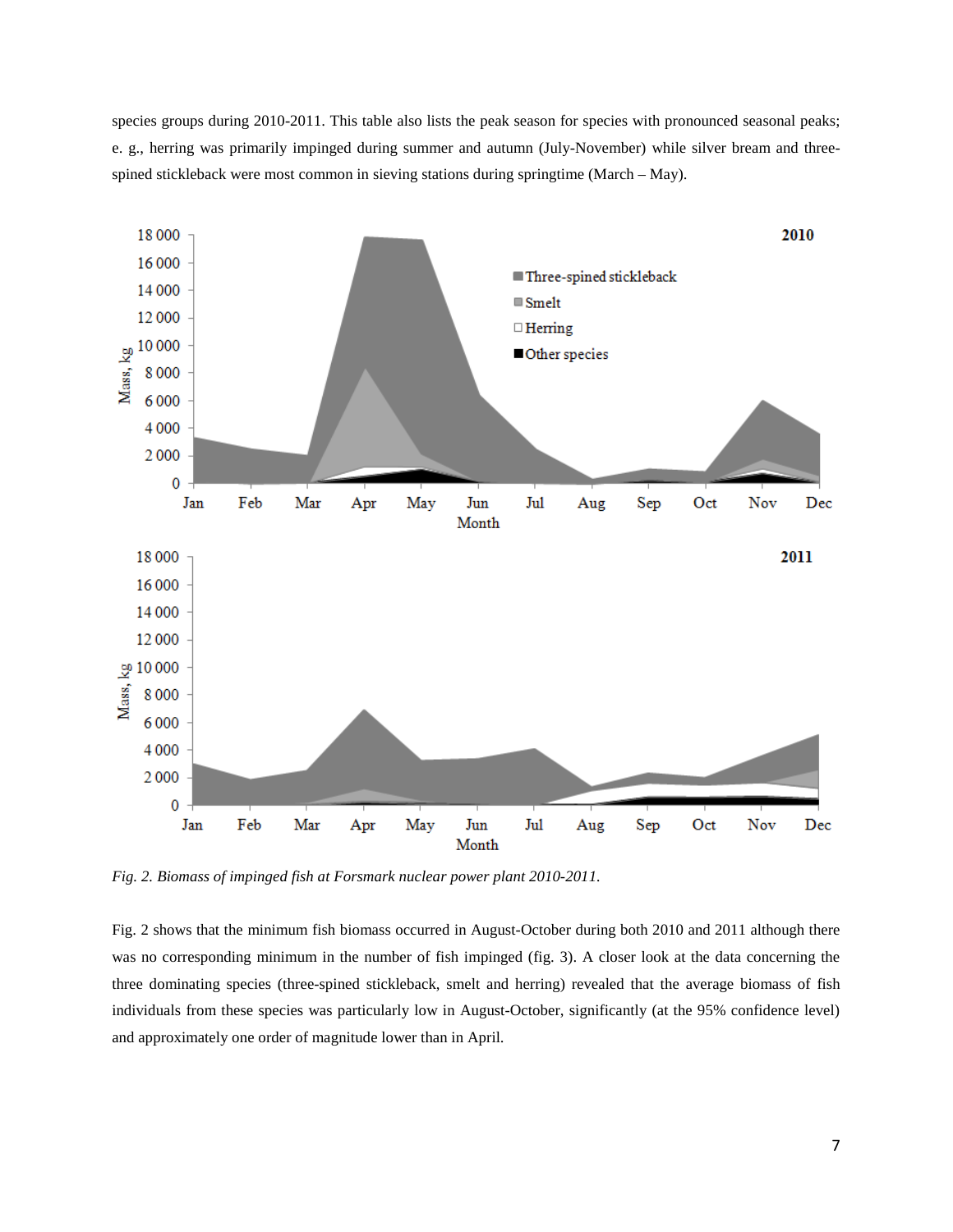species groups during 2010-2011. This table also lists the peak season for species with pronounced seasonal peaks; e. g., herring was primarily impinged during summer and autumn (July-November) while silver bream and three-spined stickleback were most common in sieving stations during springtime (March – May).

*Fig. 2. Biomass of impinged fish at Forsmark nuclear power plant 2010-2011.*

Fig. 2 shows that the minimum fish biomass occurred in August-October during both 2010 and 2011 although there was no corresponding minimum in the number of fish impinged (fig. 3). A closer look at the data concerning the three dominating species (three-spined stickleback, smelt and herring) revealed that the average biomass of fish individuals from these species was particularly low in August-October, significantly (at the 95% confidence level) and approximately one order of magnitude lower than in April.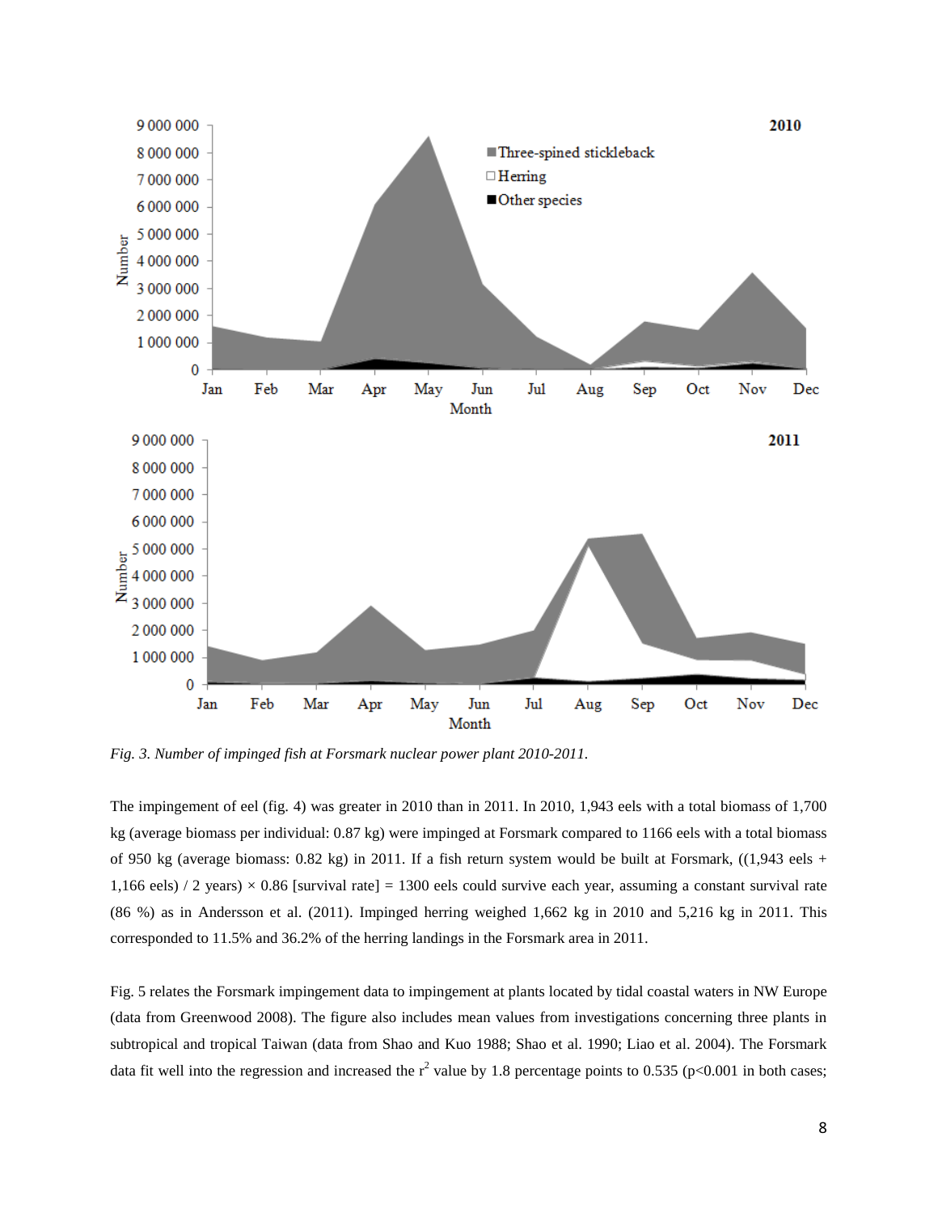*Fig. 3. Number of impinged fish at Forsmark nuclear power plant 2010-2011.*

The impingement of eel (fig. 4) was greater in 2010 than in 2011. In 2010, 1,943 eels with a total biomass of 1,700 kg (average biomass per individual: 0.87 kg) were impinged at Forsmark compared to 1166 eels with a total biomass of 950 kg (average biomass: 0.82 kg) in 2011. If a fish return system would be built at Forsmark, ((1,943 eels + 1,166 eels) / 2 years) × 0.86 [survival rate] = 1300 eels could survive each year, assuming a constant survival rate (86 %) as in Andersson et al. (2011). Impinged herring weighed 1,662 kg in 2010 and 5,216 kg in 2011. This corresponded to 11.5% and 36.2% of the herring landings in the Forsmark area in 2011.

Fig. 5 relates the Forsmark impingement data to impingement at plants located by tidal coastal waters in NW Europe (data from Greenwood 2008). The figure also includes mean values from investigations concerning three plants in subtropical and tropical Taiwan (data from Shao and Kuo 1988; Shao et al. 1990; Liao et al. 2004). The Forsmark data fit well into the regression and increased the $r^2$ value by 1.8 percentage points to 0.535 ($p<0.001$ in both cases;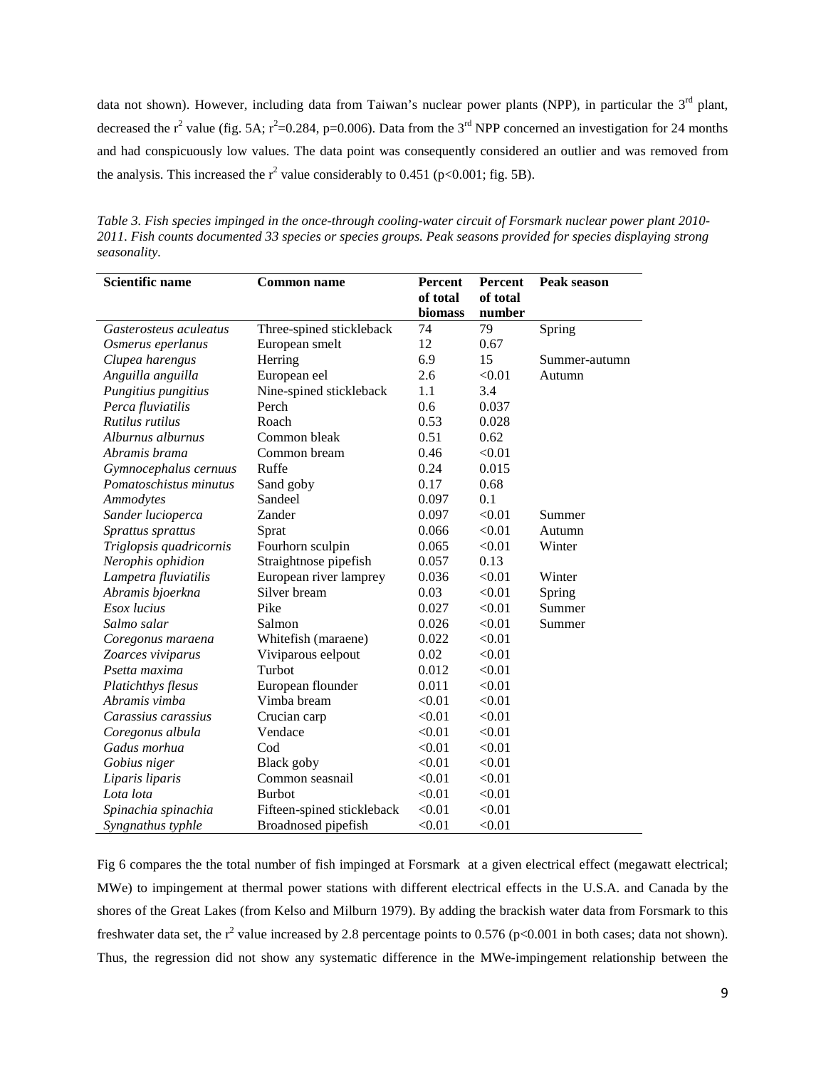data not shown). However, including data from Taiwan's nuclear power plants (NPP), in particular the 3rd plant, decreased the $r^2$ value (fig. 5A; $r^2$=0.284, p=0.006). Data from the 3rd NPP concerned an investigation for 24 months and had conspicuously low values. The data point was consequently considered an outlier and was removed from the analysis. This increased the $r^2$ value considerably to 0.451 ($p<0.001$; fig. 5B).

*Table 3. Fish species impinged in the once-through cooling-water circuit of Forsmark nuclear power plant 2010-2011. Fish counts documented 33 species or species groups. Peak seasons provided for species displaying strong seasonality.*

| Scientific name | Common name | Percent of total biomass | Percent of total number | Peak season |
|---|---|---|---|---|
| *Gasterosteus aculeatus* | Three-spined stickleback | 74 | 79 | Spring |
| *Osmerus eperlanus* | European smelt | 12 | 0.67 | |
| *Clupea harengus* | Herring | 6.9 | 15 | Summer-autumn |
| *Anguilla anguilla* | European eel | 2.6 | <0.01 | Autumn |
| *Pungitius pungitius* | Nine-spined stickleback | 1.1 | 3.4 | |
| *Perca fluviatilis* | Perch | 0.6 | 0.037 | |
| *Rutilus rutilus* | Roach | 0.53 | 0.028 | |
| *Alburnus alburnus* | Common bleak | 0.51 | 0.62 | |
| *Abramis brama* | Common bream | 0.46 | <0.01 | |
| *Gymnocephalus cernuus* | Ruffe | 0.24 | 0.015 | |
| *Pomatoschistus minutus* | Sand goby | 0.17 | 0.68 | |
| *Ammodytes* | Sandeel | 0.097 | 0.1 | |
| *Sander lucioperca* | Zander | 0.097 | <0.01 | Summer |
| *Sprattus sprattus* | Sprat | 0.066 | <0.01 | Autumn |
| *Triglopsis quadricornis* | Fourhorn sculpin | 0.065 | <0.01 | Winter |
| *Nerophis ophidion* | Straightnose pipefish | 0.057 | 0.13 | |
| *Lampetra fluviatilis* | European river lamprey | 0.036 | <0.01 | Winter |
| *Abramis bjoerkna* | Silver bream | 0.03 | <0.01 | Spring |
| *Esox lucius* | Pike | 0.027 | <0.01 | Summer |
| *Salmo salar* | Salmon | 0.026 | <0.01 | Summer |
| *Coregonus maraena* | Whitefish (maraene) | 0.022 | <0.01 | |
| *Zoarces viviparus* | Viviparous eelpout | 0.02 | <0.01 | |
| *Psetta maxima* | Turbot | 0.012 | <0.01 | |
| *Platichthys flesus* | European flounder | 0.011 | <0.01 | |
| *Abramis vimba* | Vimba bream | <0.01 | <0.01 | |
| *Carassius carassius* | Crucian carp | <0.01 | <0.01 | |
| *Coregonus albula* | Vendace | <0.01 | <0.01 | |
| *Gadus morhua* | Cod | <0.01 | <0.01 | |
| *Gobius niger* | Black goby | <0.01 | <0.01 | |
| *Liparis liparis* | Common seasnail | <0.01 | <0.01 | |
| *Lota lota* | Burbot | <0.01 | <0.01 | |
| *Spinachia spinachia* | Fifteen-spined stickleback | <0.01 | <0.01 | |
| *Syngnathus typhle* | Broadnosed pipefish | <0.01 | <0.01 | |

Fig 6 compares the the total number of fish impinged at Forsmark at a given electrical effect (megawatt electrical; MWe) to impingement at thermal power stations with different electrical effects in the U.S.A. and Canada by the shores of the Great Lakes (from Kelso and Milburn 1979). By adding the brackish water data from Forsmark to this freshwater data set, the $r^2$ value increased by 2.8 percentage points to 0.576 ($p<0.001$ in both cases; data not shown). Thus, the regression did not show any systematic difference in the MWe-impingement relationship between the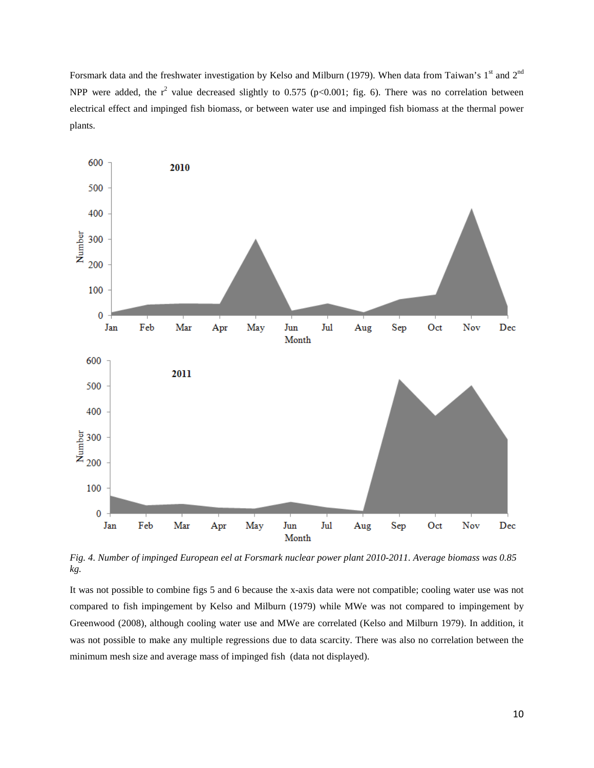Forsmark data and the freshwater investigation by Kelso and Milburn (1979). When data from Taiwan's 1st and 2nd NPP were added, the $r^2$ value decreased slightly to 0.575 ($p<0.001$; fig. 6). There was no correlation between electrical effect and impinged fish biomass, or between water use and impinged fish biomass at the thermal power plants.

*Fig. 4. Number of impinged European eel at Forsmark nuclear power plant 2010-2011. Average biomass was 0.85 kg.*

It was not possible to combine figs 5 and 6 because the x-axis data were not compatible; cooling water use was not compared to fish impingement by Kelso and Milburn (1979) while MWe was not compared to impingement by Greenwood (2008), although cooling water use and MWe are correlated (Kelso and Milburn 1979). In addition, it was not possible to make any multiple regressions due to data scarcity. There was also no correlation between the minimum mesh size and average mass of impinged fish (data not displayed).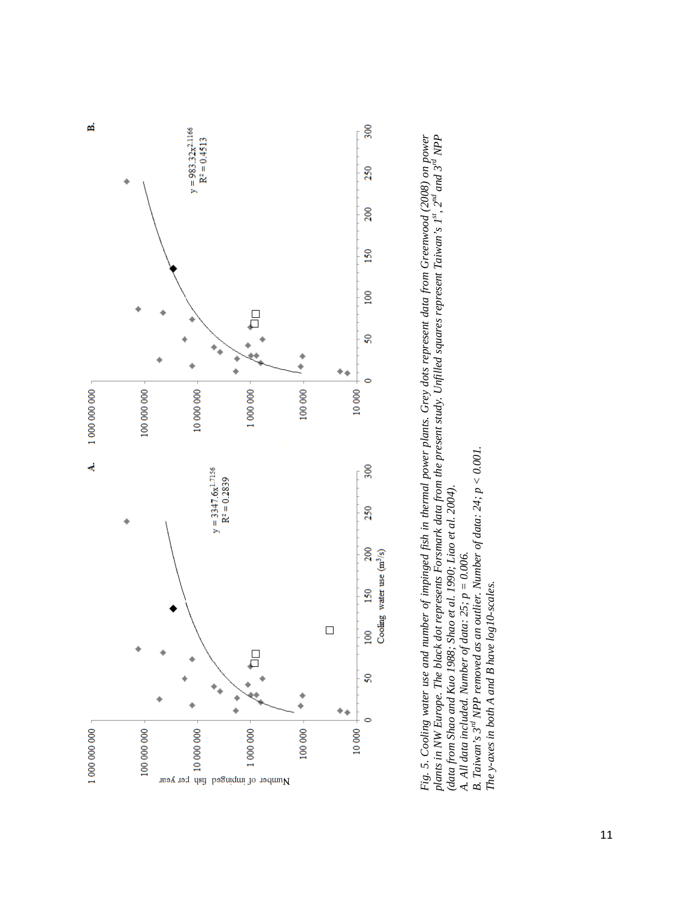*Fig. 5. Cooling water use and number of impinged fish in thermal power plants. Grey dots represent data from Greenwood (2008) on power plants in NW Europe. The black dot represents Forsmark data from the present study. Unfilled squares represent Taiwan's 1st, 2nd and 3rd NPP (data from Shao and Kuo 1988; Shao et al. 1990; Liao et al. 2004).*

*A. All data included. Number of data: 25; $p = 0.006$.*

*B. Taiwan's 3rd NPP removed as an outlier. Number of data: 24; $p < 0.001$.*

*The y-axes in both A and B have log10-scales.*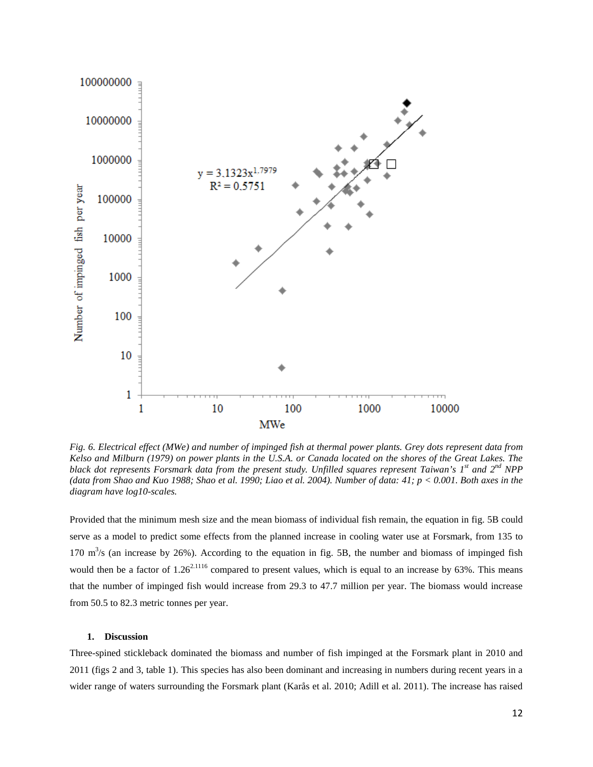*Fig. 6. Electrical effect (MWe) and number of impinged fish at thermal power plants. Grey dots represent data from Kelso and Milburn (1979) on power plants in the U.S.A. or Canada located on the shores of the Great Lakes. The black dot represents Forsmark data from the present study. Unfilled squares represent Taiwan's 1st and 2nd NPP (data from Shao and Kuo 1988; Shao et al. 1990; Liao et al. 2004). Number of data: 41; $p < 0.001$. Both axes in the diagram have log10-scales.*

Provided that the minimum mesh size and the mean biomass of individual fish remain, the equation in fig. 5B could serve as a model to predict some effects from the planned increase in cooling water use at Forsmark, from 135 to 170 $m^3$/s (an increase by 26%). According to the equation in fig. 5B, the number and biomass of impinged fish would then be a factor of $1.26^{2.1116}$ compared to present values, which is equal to an increase by 63%. This means that the number of impinged fish would increase from 29.3 to 47.7 million per year. The biomass would increase from 50.5 to 82.3 metric tonnes per year.

## 1. Discussion

Three-spined stickleback dominated the biomass and number of fish impinged at the Forsmark plant in 2010 and 2011 (figs 2 and 3, table 1). This species has also been dominant and increasing in numbers during recent years in a wider range of waters surrounding the Forsmark plant (Karås et al. 2010; Adill et al. 2011). The increase has raised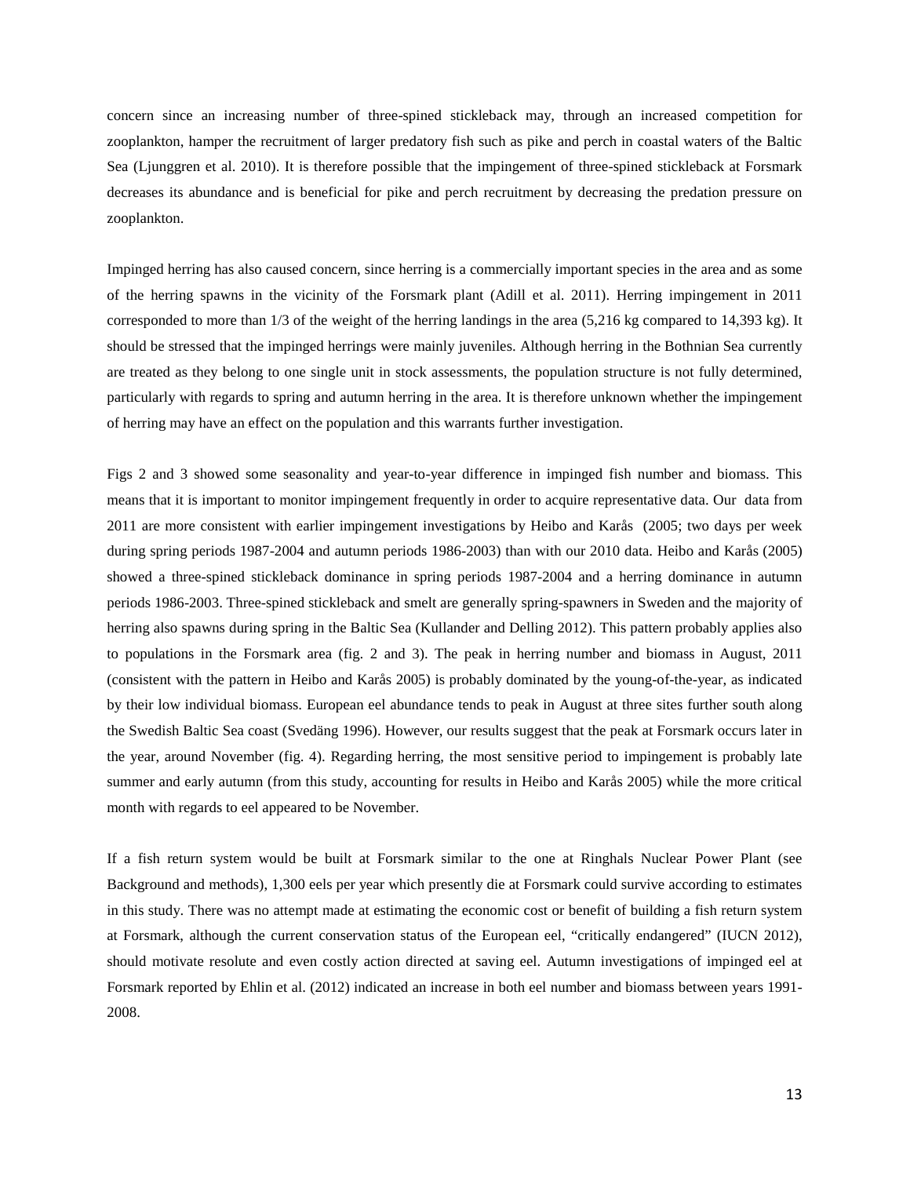concern since an increasing number of three-spined stickleback may, through an increased competition for zooplankton, hamper the recruitment of larger predatory fish such as pike and perch in coastal waters of the Baltic Sea (Ljunggren et al. 2010). It is therefore possible that the impingement of three-spined stickleback at Forsmark decreases its abundance and is beneficial for pike and perch recruitment by decreasing the predation pressure on zooplankton.

Impinged herring has also caused concern, since herring is a commercially important species in the area and as some of the herring spawns in the vicinity of the Forsmark plant (Adill et al. 2011). Herring impingement in 2011 corresponded to more than 1/3 of the weight of the herring landings in the area (5,216 kg compared to 14,393 kg). It should be stressed that the impinged herrings were mainly juveniles. Although herring in the Bothnian Sea currently are treated as they belong to one single unit in stock assessments, the population structure is not fully determined, particularly with regards to spring and autumn herring in the area. It is therefore unknown whether the impingement of herring may have an effect on the population and this warrants further investigation.

Figs 2 and 3 showed some seasonality and year-to-year difference in impinged fish number and biomass. This means that it is important to monitor impingement frequently in order to acquire representative data. Our data from 2011 are more consistent with earlier impingement investigations by Heibo and Karås (2005; two days per week during spring periods 1987-2004 and autumn periods 1986-2003) than with our 2010 data. Heibo and Karås (2005) showed a three-spined stickleback dominance in spring periods 1987-2004 and a herring dominance in autumn periods 1986-2003. Three-spined stickleback and smelt are generally spring-spawners in Sweden and the majority of herring also spawns during spring in the Baltic Sea (Kullander and Delling 2012). This pattern probably applies also to populations in the Forsmark area (fig. 2 and 3). The peak in herring number and biomass in August, 2011 (consistent with the pattern in Heibo and Karås 2005) is probably dominated by the young-of-the-year, as indicated by their low individual biomass. European eel abundance tends to peak in August at three sites further south along the Swedish Baltic Sea coast (Svedäng 1996). However, our results suggest that the peak at Forsmark occurs later in the year, around November (fig. 4). Regarding herring, the most sensitive period to impingement is probably late summer and early autumn (from this study, accounting for results in Heibo and Karås 2005) while the more critical month with regards to eel appeared to be November.

If a fish return system would be built at Forsmark similar to the one at Ringhals Nuclear Power Plant (see Background and methods), 1,300 eels per year which presently die at Forsmark could survive according to estimates in this study. There was no attempt made at estimating the economic cost or benefit of building a fish return system at Forsmark, although the current conservation status of the European eel, "critically endangered" (IUCN 2012), should motivate resolute and even costly action directed at saving eel. Autumn investigations of impinged eel at Forsmark reported by Ehlin et al. (2012) indicated an increase in both eel number and biomass between years 1991-2008.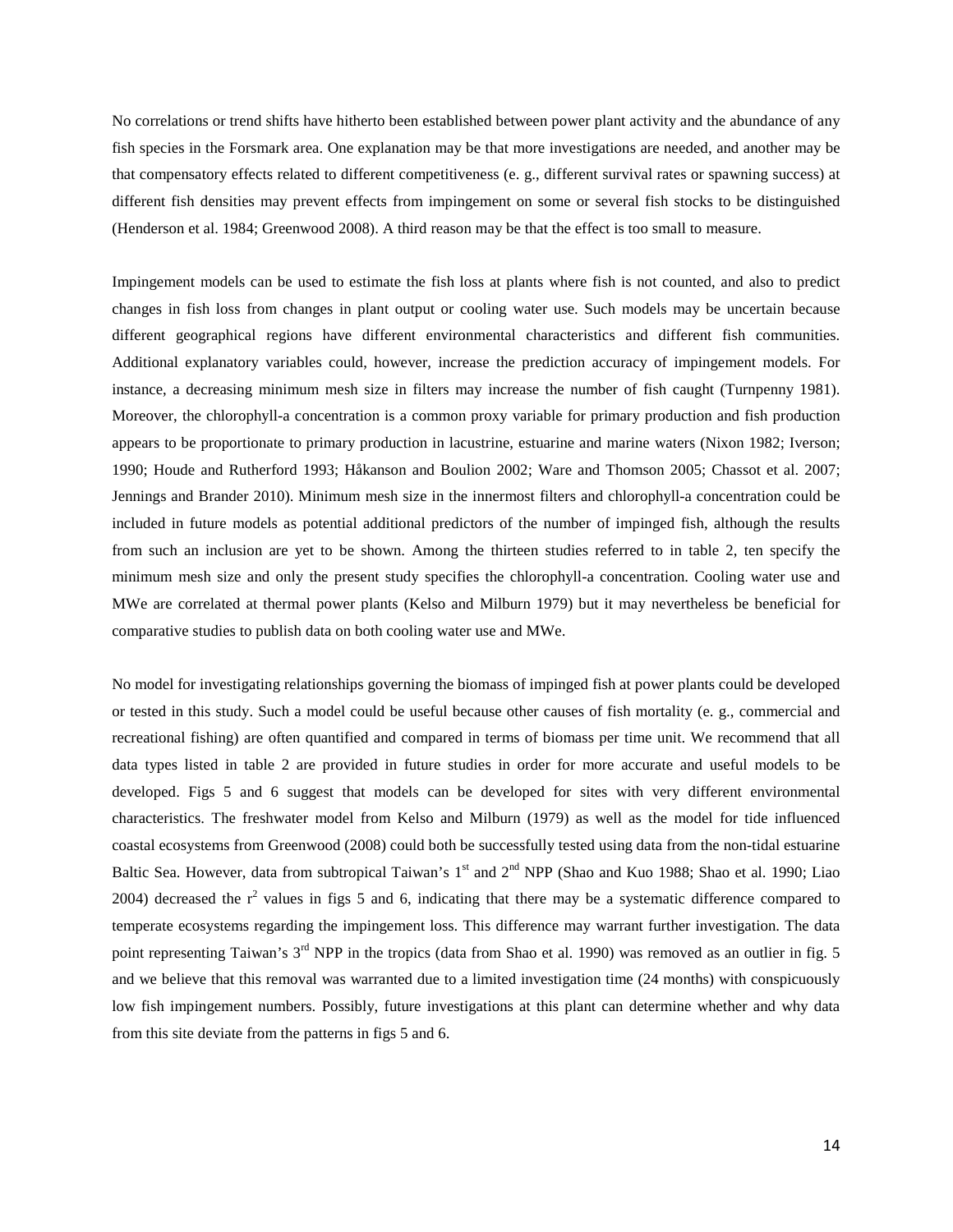No correlations or trend shifts have hitherto been established between power plant activity and the abundance of any fish species in the Forsmark area. One explanation may be that more investigations are needed, and another may be that compensatory effects related to different competitiveness (e. g., different survival rates or spawning success) at different fish densities may prevent effects from impingement on some or several fish stocks to be distinguished (Henderson et al. 1984; Greenwood 2008). A third reason may be that the effect is too small to measure.

Impingement models can be used to estimate the fish loss at plants where fish is not counted, and also to predict changes in fish loss from changes in plant output or cooling water use. Such models may be uncertain because different geographical regions have different environmental characteristics and different fish communities. Additional explanatory variables could, however, increase the prediction accuracy of impingement models. For instance, a decreasing minimum mesh size in filters may increase the number of fish caught (Turnpenny 1981). Moreover, the chlorophyll-a concentration is a common proxy variable for primary production and fish production appears to be proportionate to primary production in lacustrine, estuarine and marine waters (Nixon 1982; Iverson; 1990; Houde and Rutherford 1993; Håkanson and Boulion 2002; Ware and Thomson 2005; Chassot et al. 2007; Jennings and Brander 2010). Minimum mesh size in the innermost filters and chlorophyll-a concentration could be included in future models as potential additional predictors of the number of impinged fish, although the results from such an inclusion are yet to be shown. Among the thirteen studies referred to in table 2, ten specify the minimum mesh size and only the present study specifies the chlorophyll-a concentration. Cooling water use and MWe are correlated at thermal power plants (Kelso and Milburn 1979) but it may nevertheless be beneficial for comparative studies to publish data on both cooling water use and MWe.

No model for investigating relationships governing the biomass of impinged fish at power plants could be developed or tested in this study. Such a model could be useful because other causes of fish mortality (e. g., commercial and recreational fishing) are often quantified and compared in terms of biomass per time unit. We recommend that all data types listed in table 2 are provided in future studies in order for more accurate and useful models to be developed. Figs 5 and 6 suggest that models can be developed for sites with very different environmental characteristics. The freshwater model from Kelso and Milburn (1979) as well as the model for tide influenced coastal ecosystems from Greenwood (2008) could both be successfully tested using data from the non-tidal estuarine Baltic Sea. However, data from subtropical Taiwan's 1st and 2nd NPP (Shao and Kuo 1988; Shao et al. 1990; Liao 2004) decreased the $r^2$ values in figs 5 and 6, indicating that there may be a systematic difference compared to temperate ecosystems regarding the impingement loss. This difference may warrant further investigation. The data point representing Taiwan's 3rd NPP in the tropics (data from Shao et al. 1990) was removed as an outlier in fig. 5 and we believe that this removal was warranted due to a limited investigation time (24 months) with conspicuously low fish impingement numbers. Possibly, future investigations at this plant can determine whether and why data from this site deviate from the patterns in figs 5 and 6.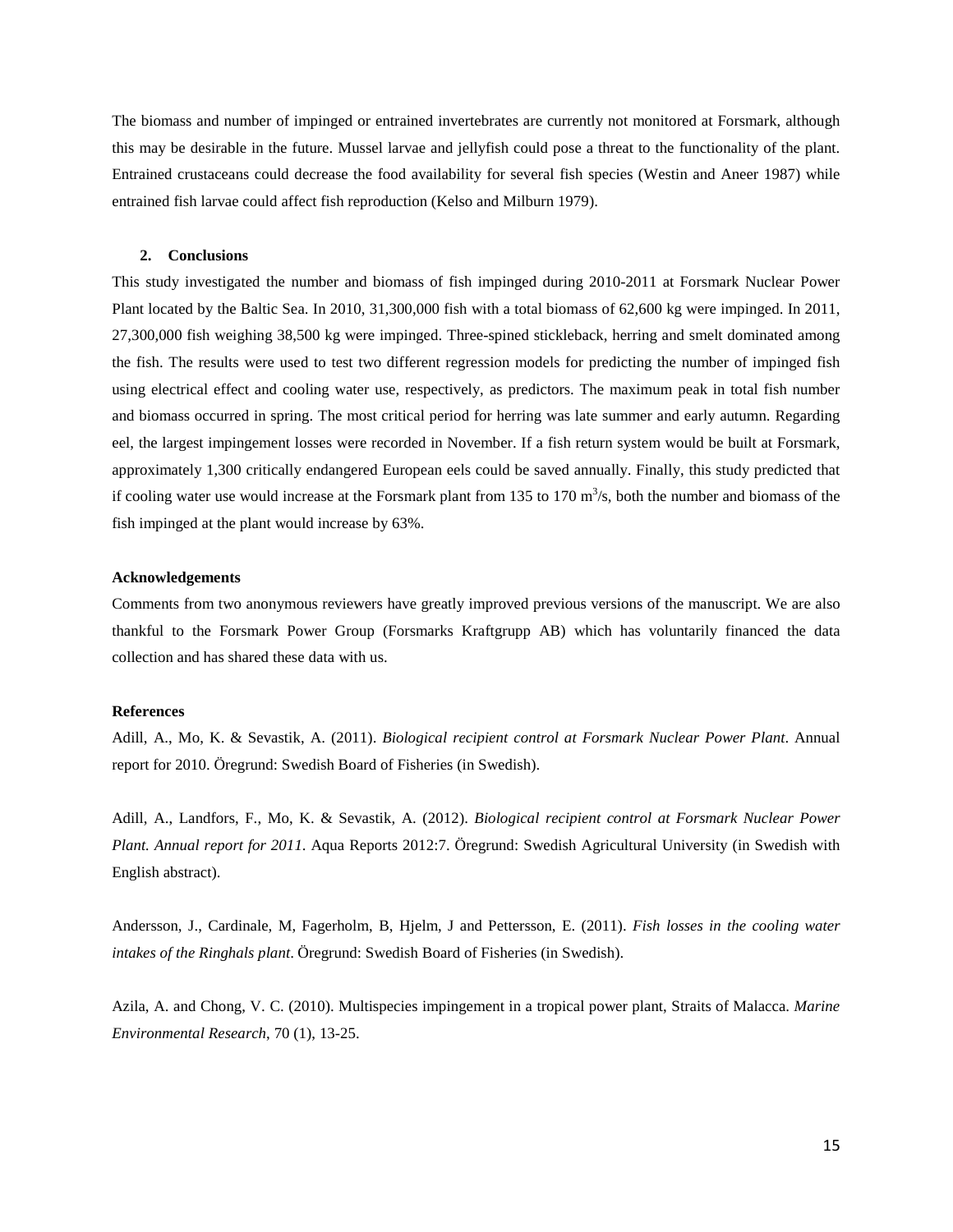The biomass and number of impinged or entrained invertebrates are currently not monitored at Forsmark, although this may be desirable in the future. Mussel larvae and jellyfish could pose a threat to the functionality of the plant. Entrained crustaceans could decrease the food availability for several fish species (Westin and Aneer 1987) while entrained fish larvae could affect fish reproduction (Kelso and Milburn 1979).

## 2. Conclusions

This study investigated the number and biomass of fish impinged during 2010-2011 at Forsmark Nuclear Power Plant located by the Baltic Sea. In 2010, 31,300,000 fish with a total biomass of 62,600 kg were impinged. In 2011, 27,300,000 fish weighing 38,500 kg were impinged. Three-spined stickleback, herring and smelt dominated among the fish. The results were used to test two different regression models for predicting the number of impinged fish using electrical effect and cooling water use, respectively, as predictors. The maximum peak in total fish number and biomass occurred in spring. The most critical period for herring was late summer and early autumn. Regarding eel, the largest impingement losses were recorded in November. If a fish return system would be built at Forsmark, approximately 1,300 critically endangered European eels could be saved annually. Finally, this study predicted that if cooling water use would increase at the Forsmark plant from 135 to 170 $m^3/s$, both the number and biomass of the fish impinged at the plant would increase by 63%.

### Acknowledgements

Comments from two anonymous reviewers have greatly improved previous versions of the manuscript. We are also thankful to the Forsmark Power Group (Forsmarks Kraftgrupp AB) which has voluntarily financed the data collection and has shared these data with us.

### References

Adill, A., Mo, K. & Sevastik, A. (2011). *Biological recipient control at Forsmark Nuclear Power Plant*. Annual report for 2010. Öregrund: Swedish Board of Fisheries (in Swedish).

Adill, A., Landfors, F., Mo, K. & Sevastik, A. (2012). *Biological recipient control at Forsmark Nuclear Power Plant. Annual report for 2011.* Aqua Reports 2012:7. Öregrund: Swedish Agricultural University (in Swedish with English abstract).

Andersson, J., Cardinale, M, Fagerholm, B, Hjelm, J and Pettersson, E. (2011). *Fish losses in the cooling water intakes of the Ringhals plant*. Öregrund: Swedish Board of Fisheries (in Swedish).

Azila, A. and Chong, V. C. (2010). Multispecies impingement in a tropical power plant, Straits of Malacca. *Marine Environmental Research*, 70 (1), 13-25.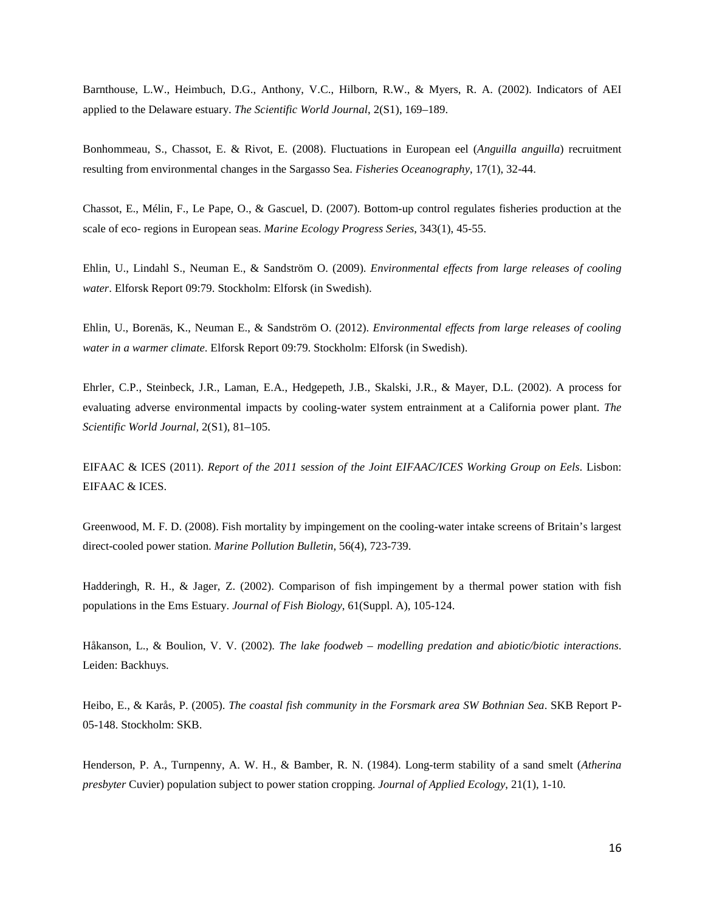Barnthouse, L.W., Heimbuch, D.G., Anthony, V.C., Hilborn, R.W., & Myers, R. A. (2002). Indicators of AEI applied to the Delaware estuary. *The Scientific World Journal*, 2(S1), 169–189.

Bonhommeau, S., Chassot, E. & Rivot, E. (2008). Fluctuations in European eel (*Anguilla anguilla*) recruitment resulting from environmental changes in the Sargasso Sea. *Fisheries Oceanography*, 17(1), 32-44.

Chassot, E., Mélin, F., Le Pape, O., & Gascuel, D. (2007). Bottom-up control regulates fisheries production at the scale of eco- regions in European seas. *Marine Ecology Progress Series*, 343(1), 45-55.

Ehlin, U., Lindahl S., Neuman E., & Sandström O. (2009). *Environmental effects from large releases of cooling water*. Elforsk Report 09:79. Stockholm: Elforsk (in Swedish).

Ehlin, U., Borenäs, K., Neuman E., & Sandström O. (2012). *Environmental effects from large releases of cooling water in a warmer climate*. Elforsk Report 09:79. Stockholm: Elforsk (in Swedish).

Ehrler, C.P., Steinbeck, J.R., Laman, E.A., Hedgepeth, J.B., Skalski, J.R., & Mayer, D.L. (2002). A process for evaluating adverse environmental impacts by cooling-water system entrainment at a California power plant. *The Scientific World Journal*, 2(S1), 81–105.

EIFAAC & ICES (2011). *Report of the 2011 session of the Joint EIFAAC/ICES Working Group on Eels*. Lisbon: EIFAAC & ICES.

Greenwood, M. F. D. (2008). Fish mortality by impingement on the cooling-water intake screens of Britain's largest direct-cooled power station. *Marine Pollution Bulletin*, 56(4), 723-739.

Hadderingh, R. H., & Jager, Z. (2002). Comparison of fish impingement by a thermal power station with fish populations in the Ems Estuary. *Journal of Fish Biology*, 61(Suppl. A), 105-124.

Håkanson, L., & Boulion, V. V. (2002). *The lake foodweb – modelling predation and abiotic/biotic interactions*. Leiden: Backhuys.

Heibo, E., & Karås, P. (2005). *The coastal fish community in the Forsmark area SW Bothnian Sea*. SKB Report P-05-148. Stockholm: SKB.

Henderson, P. A., Turnpenny, A. W. H., & Bamber, R. N. (1984). Long-term stability of a sand smelt (*Atherina presbyter* Cuvier) population subject to power station cropping. *Journal of Applied Ecology*, 21(1), 1-10.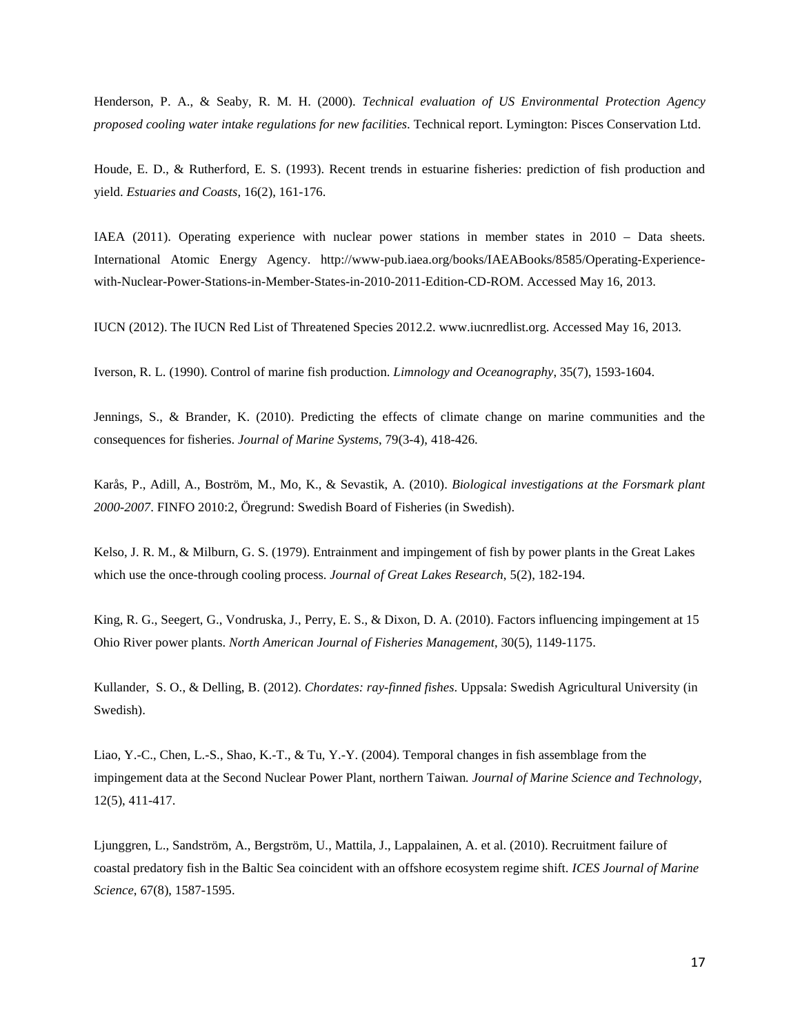Henderson, P. A., & Seaby, R. M. H. (2000). *Technical evaluation of US Environmental Protection Agency proposed cooling water intake regulations for new facilities*. Technical report. Lymington: Pisces Conservation Ltd.

Houde, E. D., & Rutherford, E. S. (1993). Recent trends in estuarine fisheries: prediction of fish production and yield. *Estuaries and Coasts*, 16(2), 161-176.

IAEA (2011). Operating experience with nuclear power stations in member states in 2010 – Data sheets. International Atomic Energy Agency. http://www-pub.iaea.org/books/IAEABooks/8585/Operating-Experience-with-Nuclear-Power-Stations-in-Member-States-in-2010-2011-Edition-CD-ROM. Accessed May 16, 2013.

IUCN (2012). The IUCN Red List of Threatened Species 2012.2. www.iucnredlist.org. Accessed May 16, 2013.

Iverson, R. L. (1990). Control of marine fish production. *Limnology and Oceanography*, 35(7), 1593-1604.

Jennings, S., & Brander, K. (2010). Predicting the effects of climate change on marine communities and the consequences for fisheries. *Journal of Marine Systems*, 79(3-4), 418-426.

Karås, P., Adill, A., Boström, M., Mo, K., & Sevastik, A. (2010). *Biological investigations at the Forsmark plant 2000-2007*. FINFO 2010:2, Öregrund: Swedish Board of Fisheries (in Swedish).

Kelso, J. R. M., & Milburn, G. S. (1979). Entrainment and impingement of fish by power plants in the Great Lakes which use the once-through cooling process. *Journal of Great Lakes Research*, 5(2), 182-194.

King, R. G., Seegert, G., Vondruska, J., Perry, E. S., & Dixon, D. A. (2010). Factors influencing impingement at 15 Ohio River power plants. *North American Journal of Fisheries Management*, 30(5), 1149-1175.

Kullander, S. O., & Delling, B. (2012). *Chordates: ray-finned fishes*. Uppsala: Swedish Agricultural University (in Swedish).

Liao, Y.-C., Chen, L.-S., Shao, K.-T., & Tu, Y.-Y. (2004). Temporal changes in fish assemblage from the impingement data at the Second Nuclear Power Plant, northern Taiwan*. Journal of Marine Science and Technology*, 12(5), 411-417.

Ljunggren, L., Sandström, A., Bergström, U., Mattila, J., Lappalainen, A. et al. (2010). Recruitment failure of coastal predatory fish in the Baltic Sea coincident with an offshore ecosystem regime shift. *ICES Journal of Marine Science*, 67(8), 1587-1595.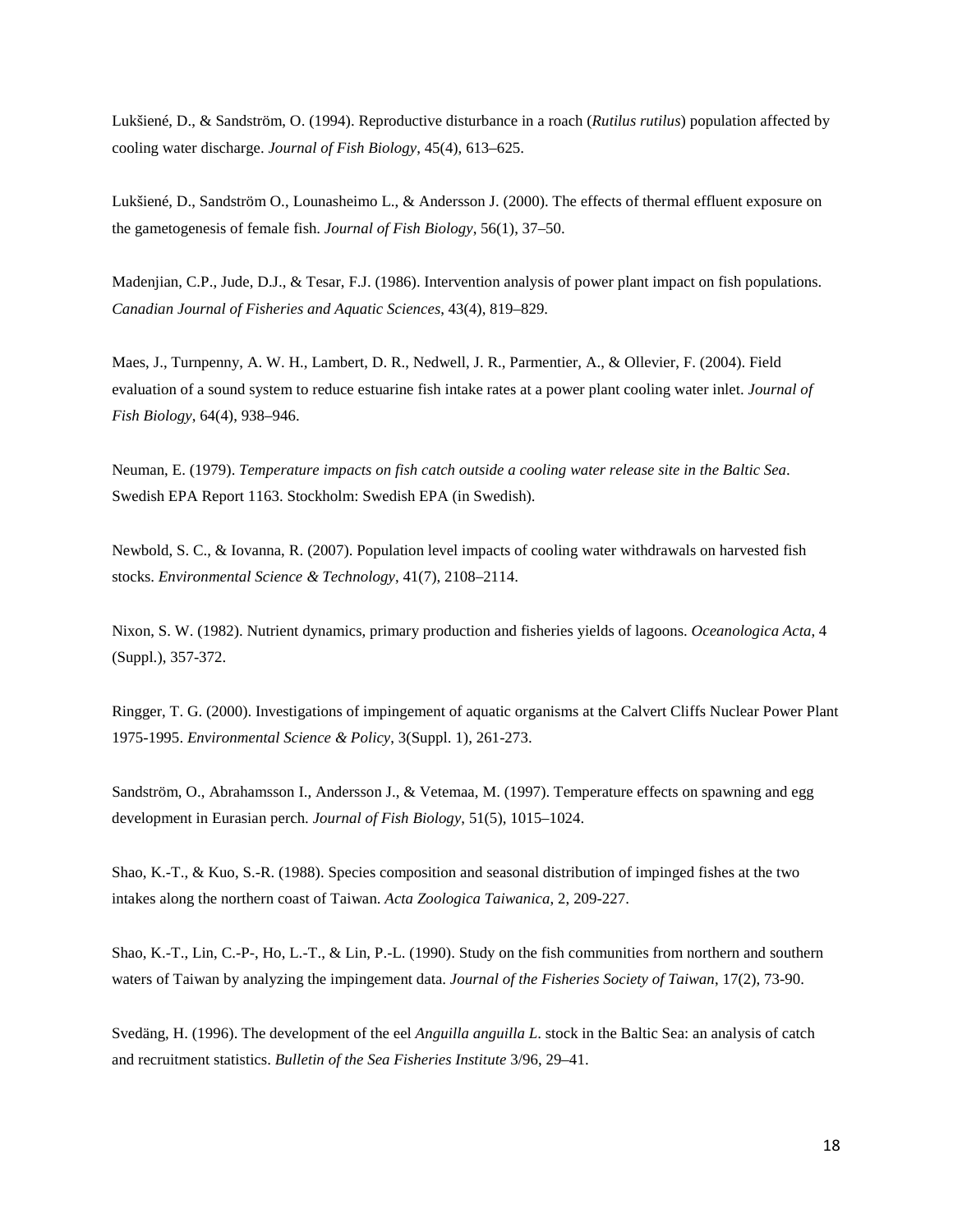Lukšiené, D., & Sandström, O. (1994). Reproductive disturbance in a roach (*Rutilus rutilus*) population affected by cooling water discharge. *Journal of Fish Biology*, 45(4), 613–625.

Lukšiené, D., Sandström O., Lounasheimo L., & Andersson J. (2000). The effects of thermal effluent exposure on the gametogenesis of female fish. *Journal of Fish Biology*, 56(1), 37–50.

Madenjian, C.P., Jude, D.J., & Tesar, F.J. (1986). Intervention analysis of power plant impact on fish populations. *Canadian Journal of Fisheries and Aquatic Sciences*, 43(4), 819–829.

Maes, J., Turnpenny, A. W. H., Lambert, D. R., Nedwell, J. R., Parmentier, A., & Ollevier, F. (2004). Field evaluation of a sound system to reduce estuarine fish intake rates at a power plant cooling water inlet. *Journal of Fish Biology*, 64(4), 938–946.

Neuman, E. (1979). *Temperature impacts on fish catch outside a cooling water release site in the Baltic Sea*. Swedish EPA Report 1163. Stockholm: Swedish EPA (in Swedish).

Newbold, S. C., & Iovanna, R. (2007). Population level impacts of cooling water withdrawals on harvested fish stocks. *Environmental Science & Technology*, 41(7), 2108–2114.

Nixon, S. W. (1982). Nutrient dynamics, primary production and fisheries yields of lagoons. *Oceanologica Acta*, 4 (Suppl.), 357-372.

Ringger, T. G. (2000). Investigations of impingement of aquatic organisms at the Calvert Cliffs Nuclear Power Plant 1975-1995. *Environmental Science & Policy*, 3(Suppl. 1), 261-273.

Sandström, O., Abrahamsson I., Andersson J., & Vetemaa, M. (1997). Temperature effects on spawning and egg development in Eurasian perch. *Journal of Fish Biology*, 51(5), 1015–1024.

Shao, K.-T., & Kuo, S.-R. (1988). Species composition and seasonal distribution of impinged fishes at the two intakes along the northern coast of Taiwan. *Acta Zoologica Taiwanica*, 2, 209-227.

Shao, K.-T., Lin, C.-P-, Ho, L.-T., & Lin, P.-L. (1990). Study on the fish communities from northern and southern waters of Taiwan by analyzing the impingement data. *Journal of the Fisheries Society of Taiwan*, 17(2), 73-90.

Svedäng, H. (1996). The development of the eel *Anguilla anguilla L*. stock in the Baltic Sea: an analysis of catch and recruitment statistics. *Bulletin of the Sea Fisheries Institute* 3/96, 29–41.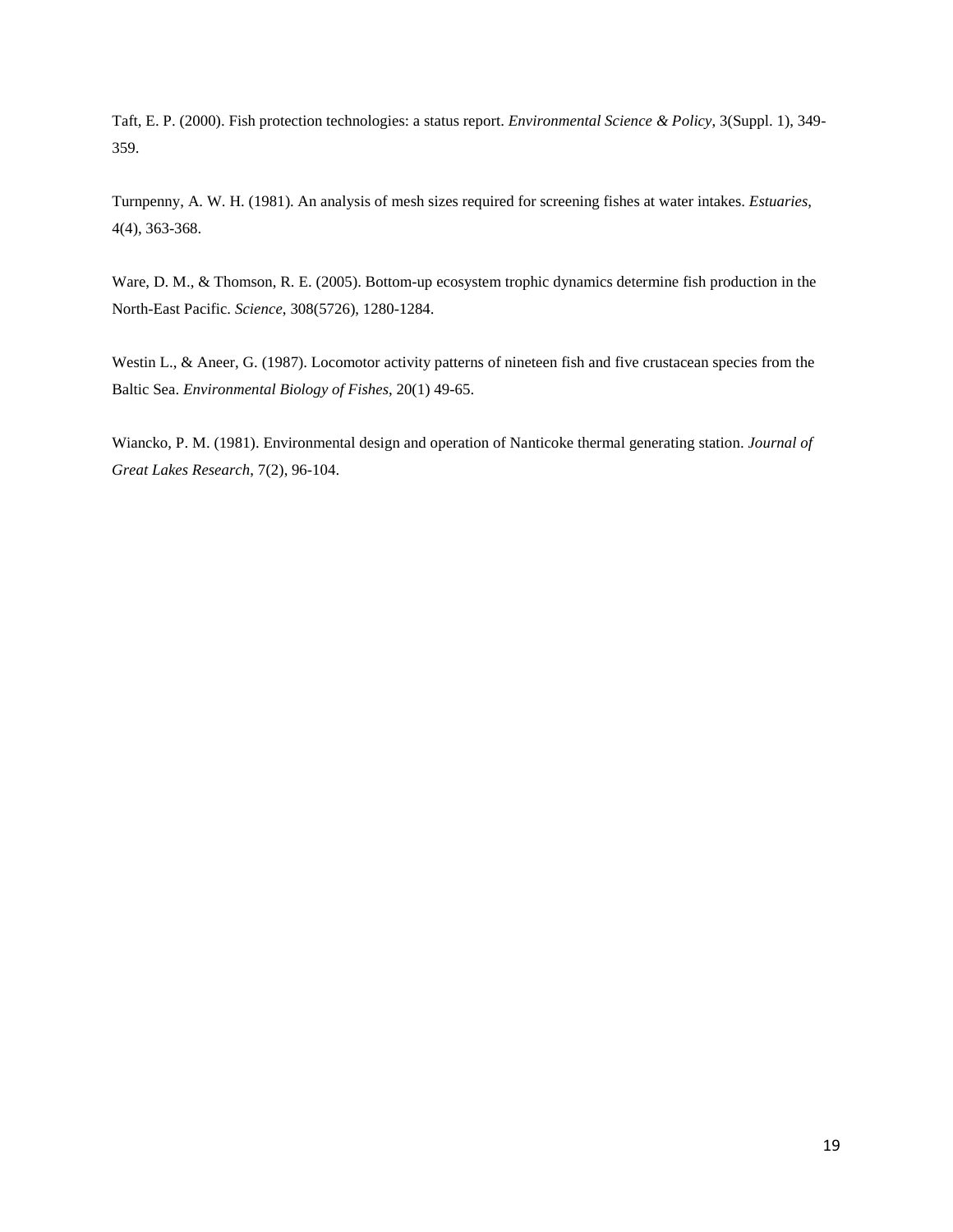Taft, E. P. (2000). Fish protection technologies: a status report. *Environmental Science & Policy*, 3(Suppl. 1), 349-359.

Turnpenny, A. W. H. (1981). An analysis of mesh sizes required for screening fishes at water intakes. *Estuaries*, 4(4), 363-368.

Ware, D. M., & Thomson, R. E. (2005). Bottom-up ecosystem trophic dynamics determine fish production in the North-East Pacific. *Science*, 308(5726), 1280-1284.

Westin L., & Aneer, G. (1987). Locomotor activity patterns of nineteen fish and five crustacean species from the Baltic Sea. *Environmental Biology of Fishes*, 20(1) 49-65.

Wiancko, P. M. (1981). Environmental design and operation of Nanticoke thermal generating station. *Journal of Great Lakes Research*, 7(2), 96-104.